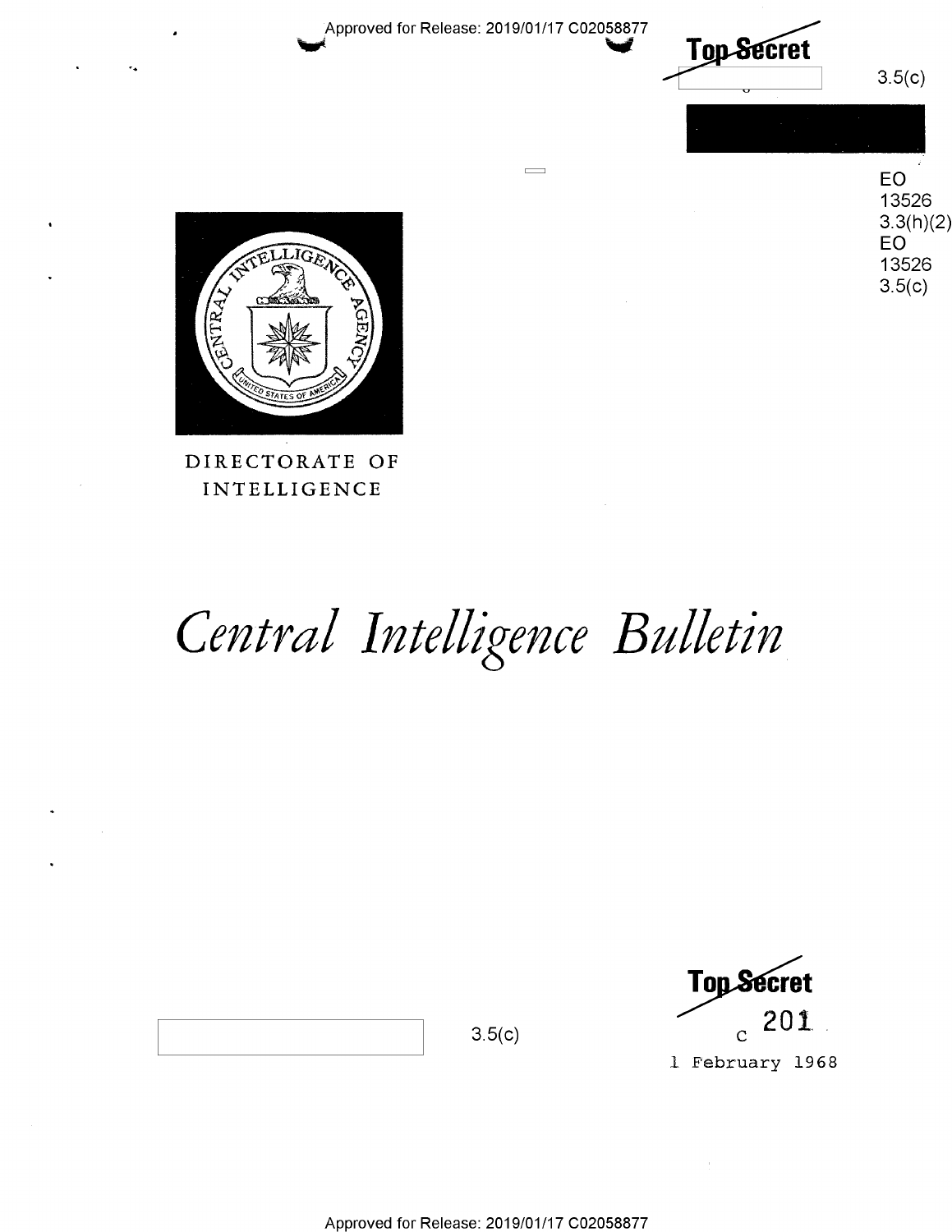Top Secret

3.5(c)

EO 13526 3.3(h)(2)
EO 13526 3.5(c)

DIRECTORATE OF INTELLIGENCE

# *Central Intelligence Bulletin*

3.5(c)

Top Secret

c 201

1 February 1968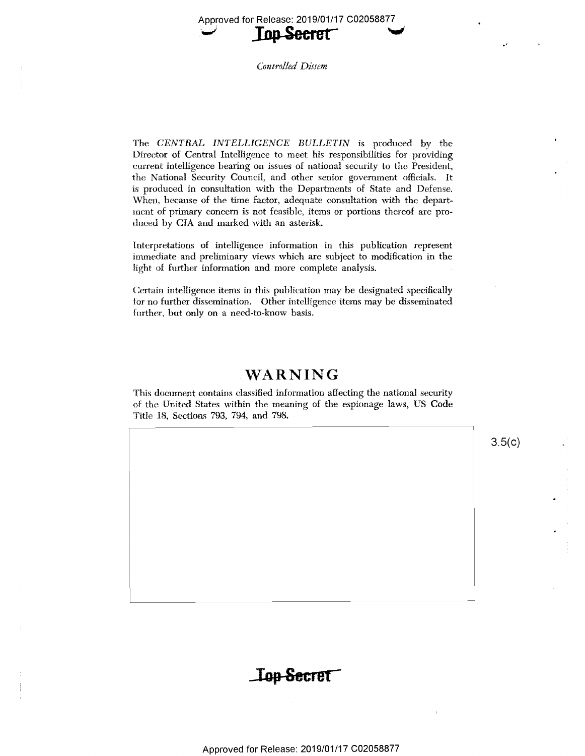Top Secret

*Controlled Dissem*

The *CENTRAL INTELLIGENCE BULLETIN* is produced by the Director of Central Intelligence to meet his responsibilities for providing current intelligence bearing on issues of national security to the President, the National Security Council, and other senior government officials. It is produced in consultation with the Departments of State and Defense. When, because of the time factor, adequate consultation with the department of primary concern is not feasible, items or portions thereof are produced by CIA and marked with an asterisk.

Interpretations of intelligence information in this publication represent immediate and preliminary views which are subject to modification in the light of further information and more complete analysis.

Certain intelligence items in this publication may be designated specifically for no further dissemination. Other intelligence items may be disseminated further, but only on a need-to-know basis.

## WARNING

This document contains classified information affecting the national security of the United States within the meaning of the espionage laws, US Code Title 18, Sections 793, 794, and 798.

3.5(c)

Top Secret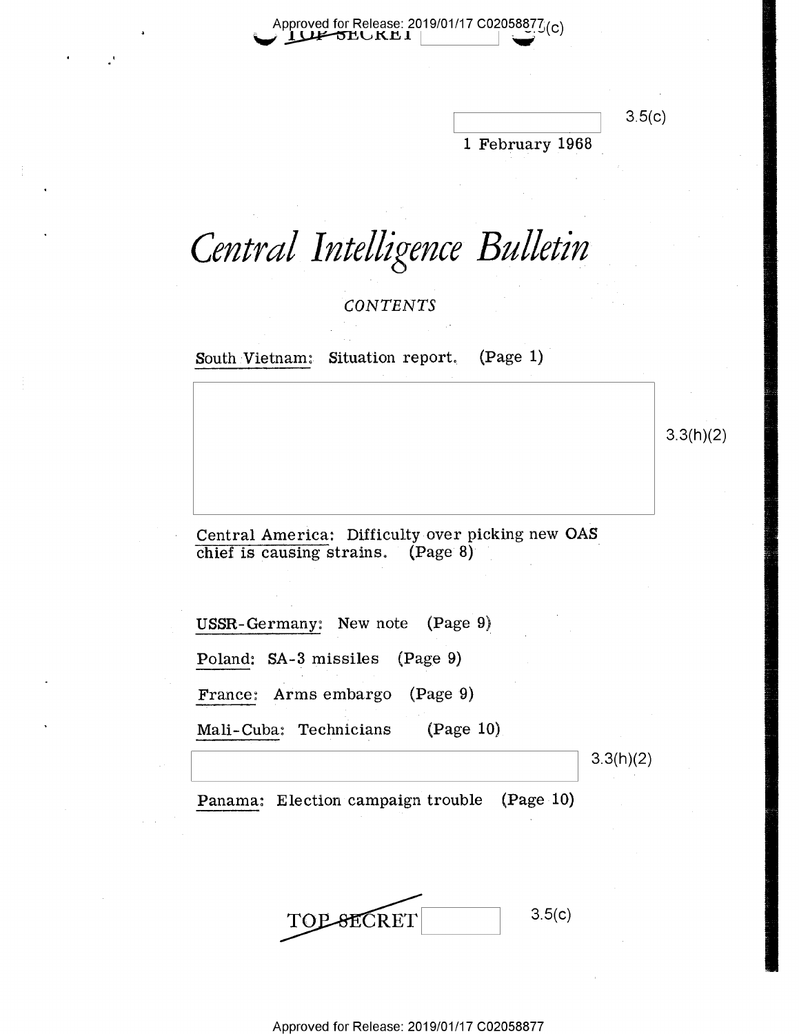TOP SECRET

3.5(c)

1 February 1968

# *Central Intelligence Bulletin*

*CONTENTS*

South Vietnam: Situation report. (Page 1)

3.3(h)(2)

Central America: Difficulty over picking new OAS chief is causing strains. (Page 8)

USSR-Germany: New note (Page 9)

Poland: SA-3 missiles (Page 9)

France: Arms embargo (Page 9)

Mali-Cuba: Technicians (Page 10)

3.3(h)(2)

Panama: Election campaign trouble (Page 10)

TOP SECRET

3.5(c)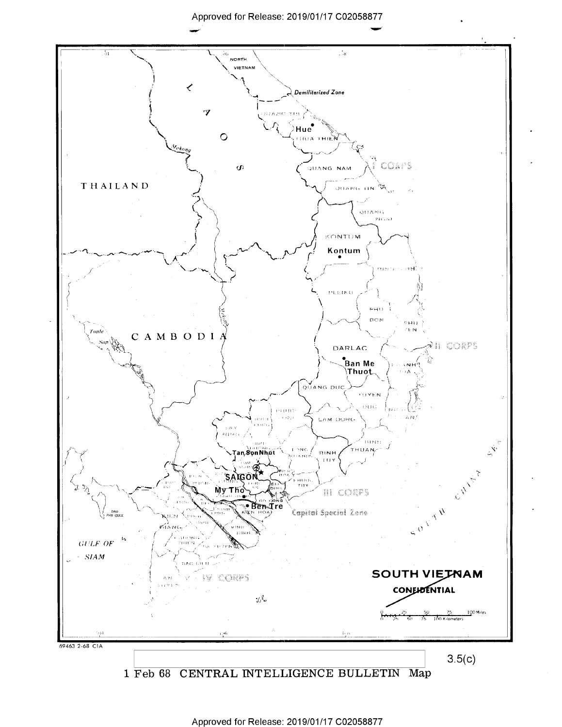SOUTH VIETNAM

CONFIDENTIAL

69463 2-68 CIA

3.5(c)

1 Feb 68 CENTRAL INTELLIGENCE BULLETIN Map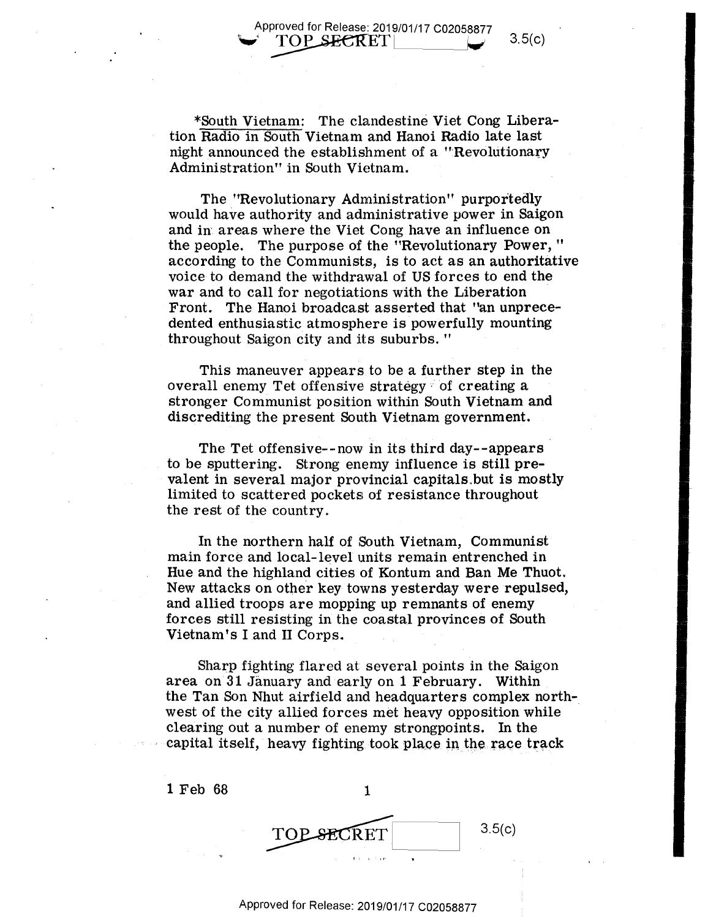*South Vietnam: The clandestine Viet Cong Liberation Radio in South Vietnam and Hanoi Radio late last night announced the establishment of a "Revolutionary Administration" in South Vietnam.

The "Revolutionary Administration" purportedly would have authority and administrative power in Saigon and in areas where the Viet Cong have an influence on the people. The purpose of the "Revolutionary Power," according to the Communists, is to act as an authoritative voice to demand the withdrawal of US forces to end the war and to call for negotiations with the Liberation Front. The Hanoi broadcast asserted that "an unprecedented enthusiastic atmosphere is powerfully mounting throughout Saigon city and its suburbs."

This maneuver appears to be a further step in the overall enemy Tet offensive strategy of creating a stronger Communist position within South Vietnam and discrediting the present South Vietnam government.

The Tet offensive--now in its third day--appears to be sputtering. Strong enemy influence is still prevalent in several major provincial capitals but is mostly limited to scattered pockets of resistance throughout the rest of the country.

In the northern half of South Vietnam, Communist main force and local-level units remain entrenched in Hue and the highland cities of Kontum and Ban Me Thuot. New attacks on other key towns yesterday were repulsed, and allied troops are mopping up remnants of enemy forces still resisting in the coastal provinces of South Vietnam's I and II Corps.

Sharp fighting flared at several points in the Saigon area on 31 January and early on 1 February. Within the Tan Son Nhut airfield and headquarters complex northwest of the city allied forces met heavy opposition while clearing out a number of enemy strongpoints. In the capital itself, heavy fighting took place in the race track

1 Feb 68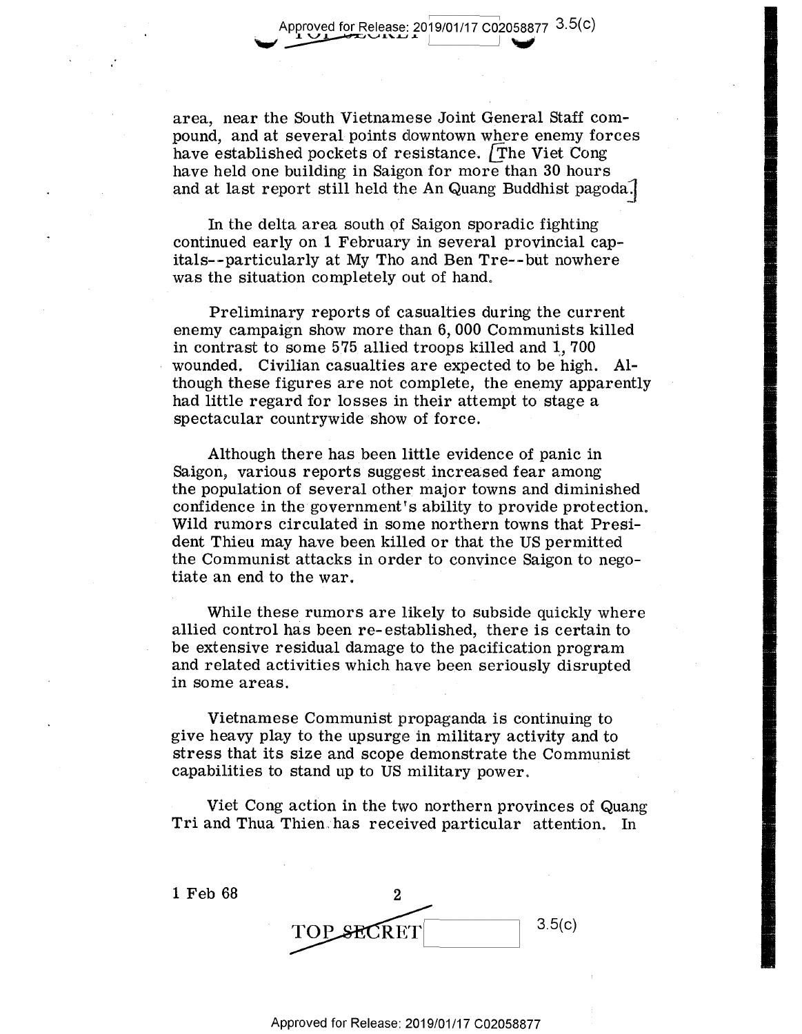area, near the South Vietnamese Joint General Staff compound, and at several points downtown where enemy forces have established pockets of resistance. [The Viet Cong have held one building in Saigon for more than 30 hours and at last report still held the An Quang Buddhist pagoda.]

In the delta area south of Saigon sporadic fighting continued early on 1 February in several provincial capitals--particularly at My Tho and Ben Tre--but nowhere was the situation completely out of hand.

Preliminary reports of casualties during the current enemy campaign show more than 6,000 Communists killed in contrast to some 575 allied troops killed and 1,700 wounded. Civilian casualties are expected to be high. Although these figures are not complete, the enemy apparently had little regard for losses in their attempt to stage a spectacular countrywide show of force.

Although there has been little evidence of panic in Saigon, various reports suggest increased fear among the population of several other major towns and diminished confidence in the government's ability to provide protection. Wild rumors circulated in some northern towns that President Thieu may have been killed or that the US permitted the Communist attacks in order to convince Saigon to negotiate an end to the war.

While these rumors are likely to subside quickly where allied control has been re-established, there is certain to be extensive residual damage to the pacification program and related activities which have been seriously disrupted in some areas.

Vietnamese Communist propaganda is continuing to give heavy play to the upsurge in military activity and to stress that its size and scope demonstrate the Communist capabilities to stand up to US military power.

Viet Cong action in the two northern provinces of Quang Tri and Thua Thien has received particular attention. In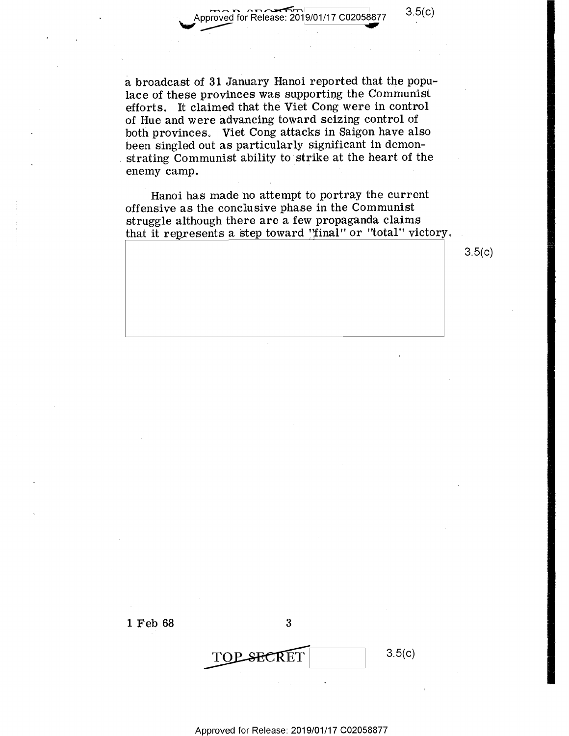a broadcast of 31 January Hanoi reported that the populace of these provinces was supporting the Communist efforts. It claimed that the Viet Cong were in control of Hue and were advancing toward seizing control of both provinces. Viet Cong attacks in Saigon have also been singled out as particularly significant in demonstrating Communist ability to strike at the heart of the enemy camp.

Hanoi has made no attempt to portray the current offensive as the conclusive phase in the Communist struggle although there are a few propaganda claims that it represents a step toward "final" or "total" victory.

3.5(c)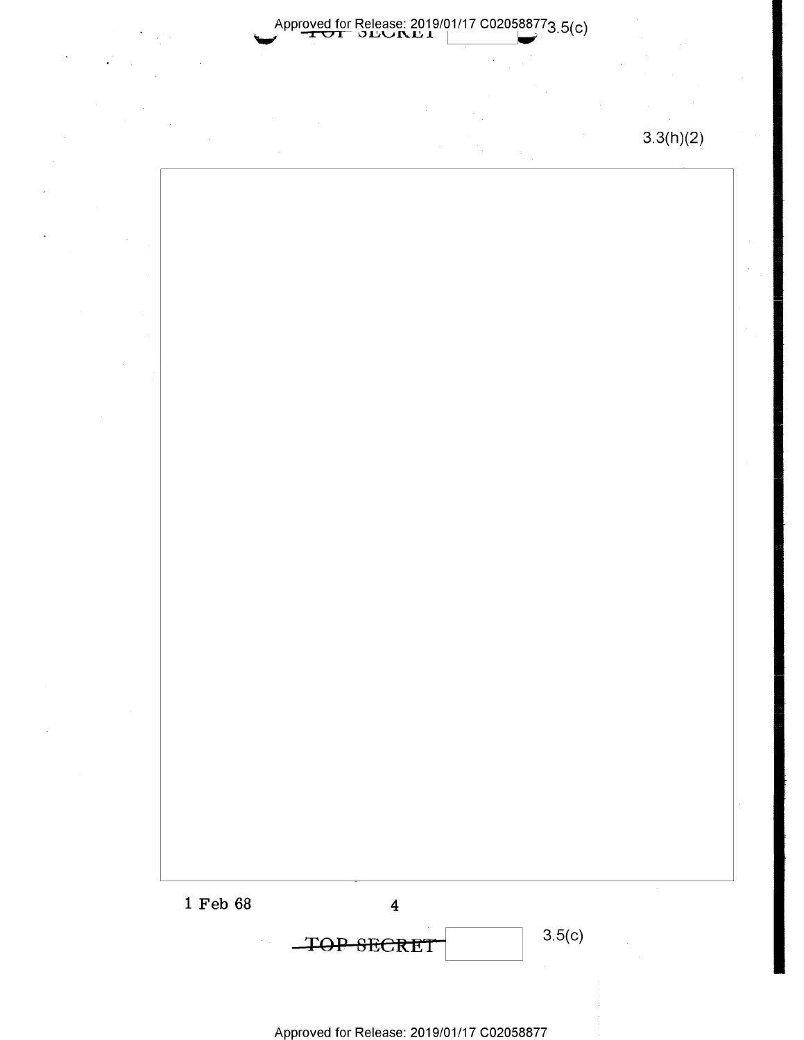3.3(h)(2)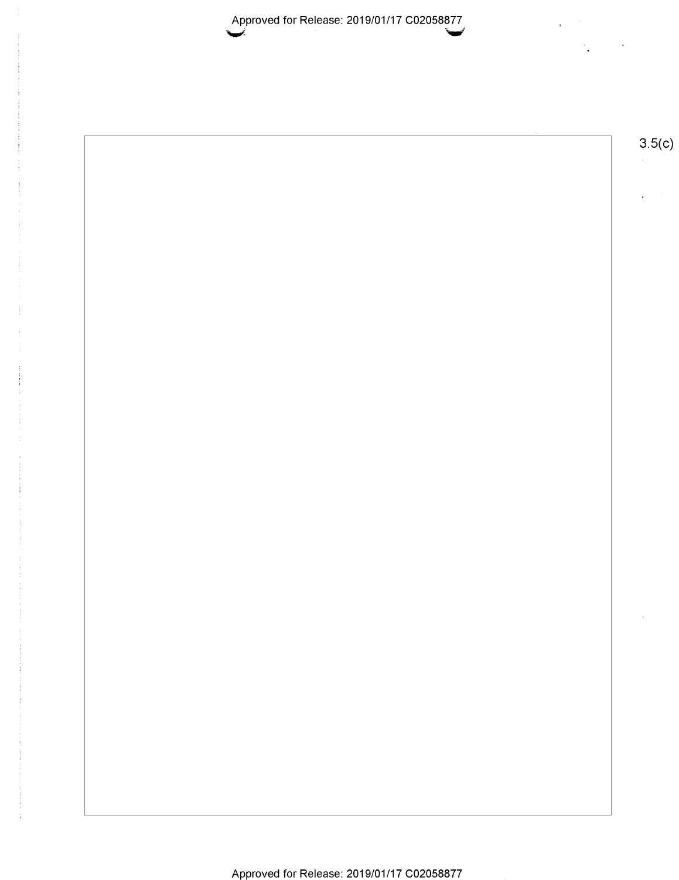3.5(c)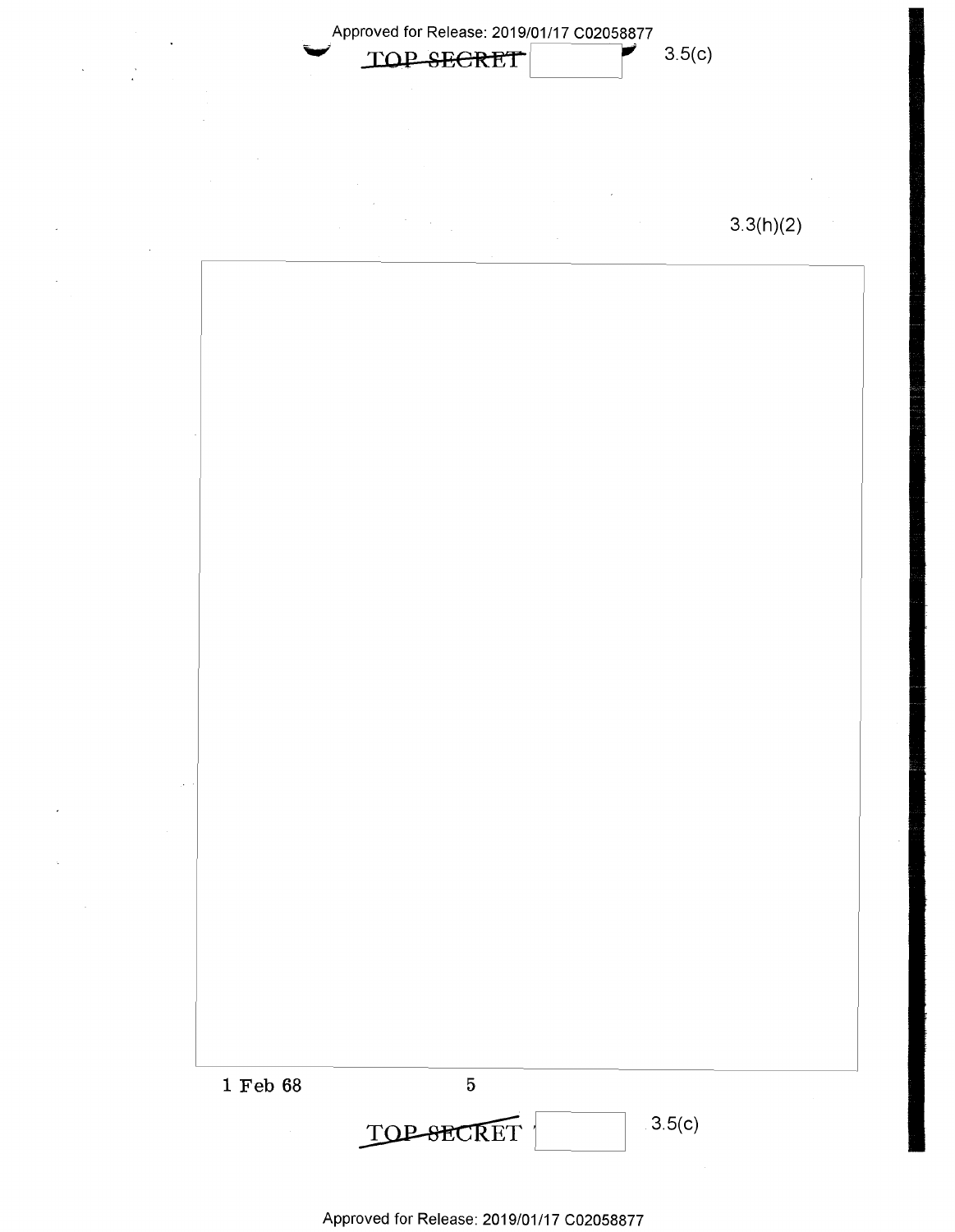3.3(h)(2)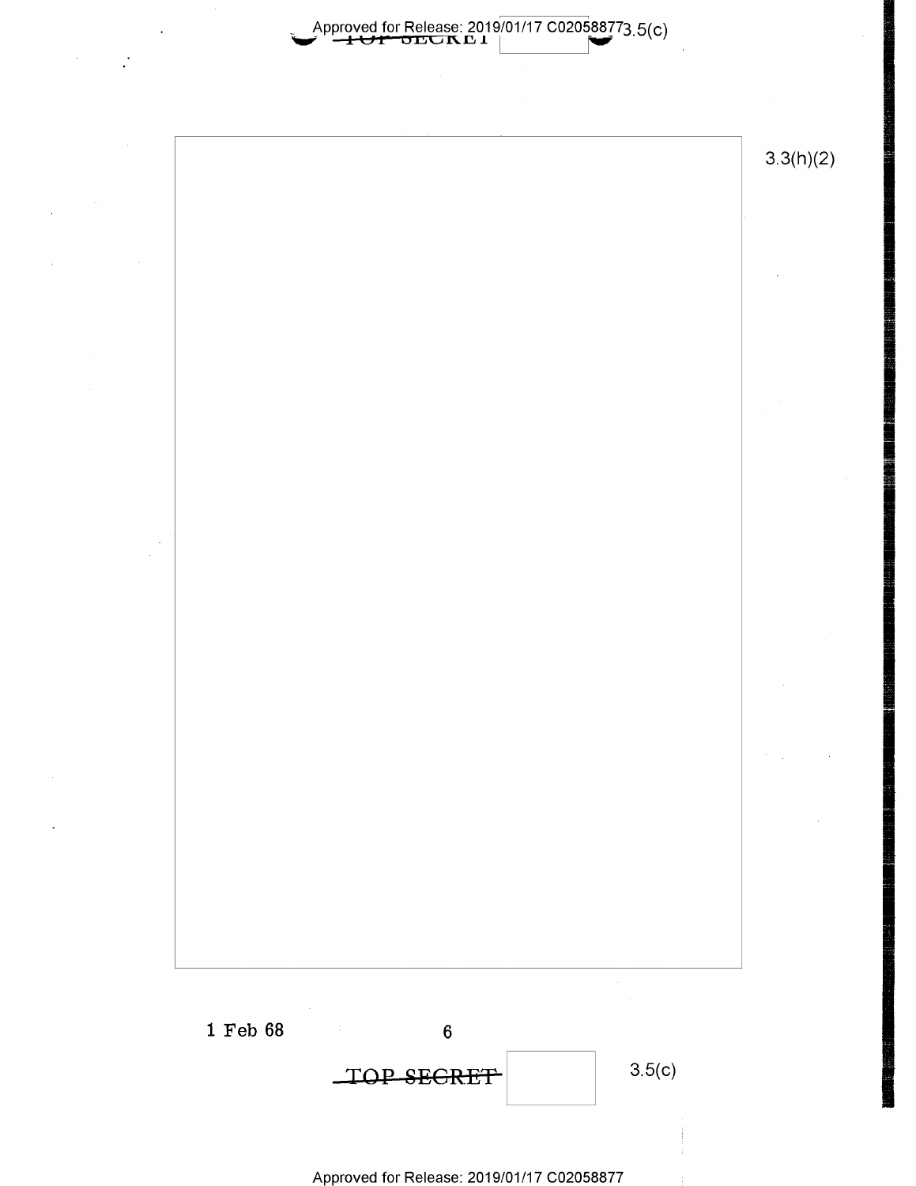3.3(h)(2)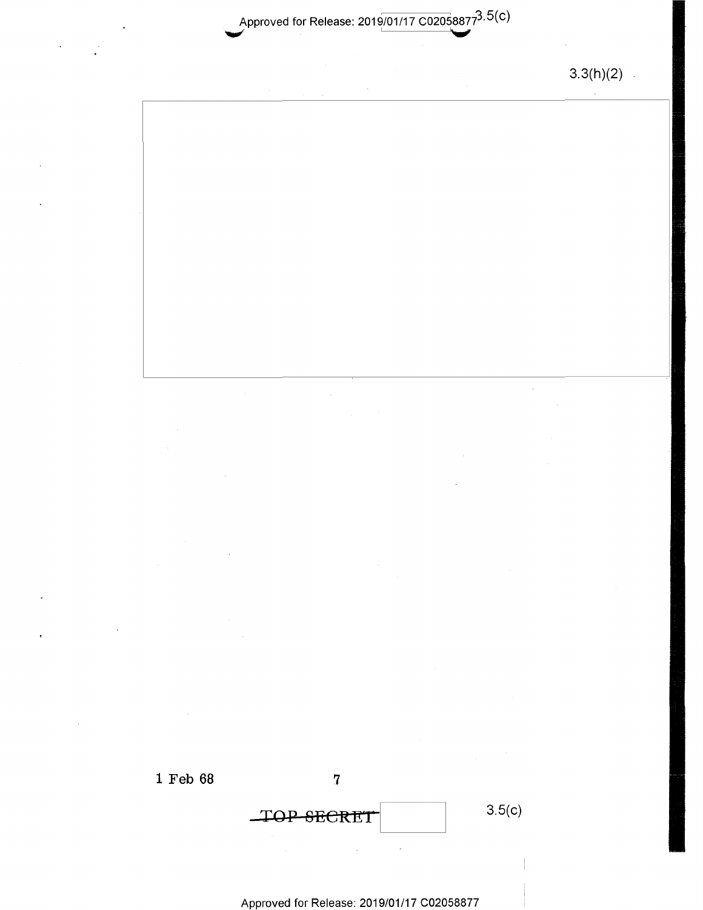3.3(h)(2)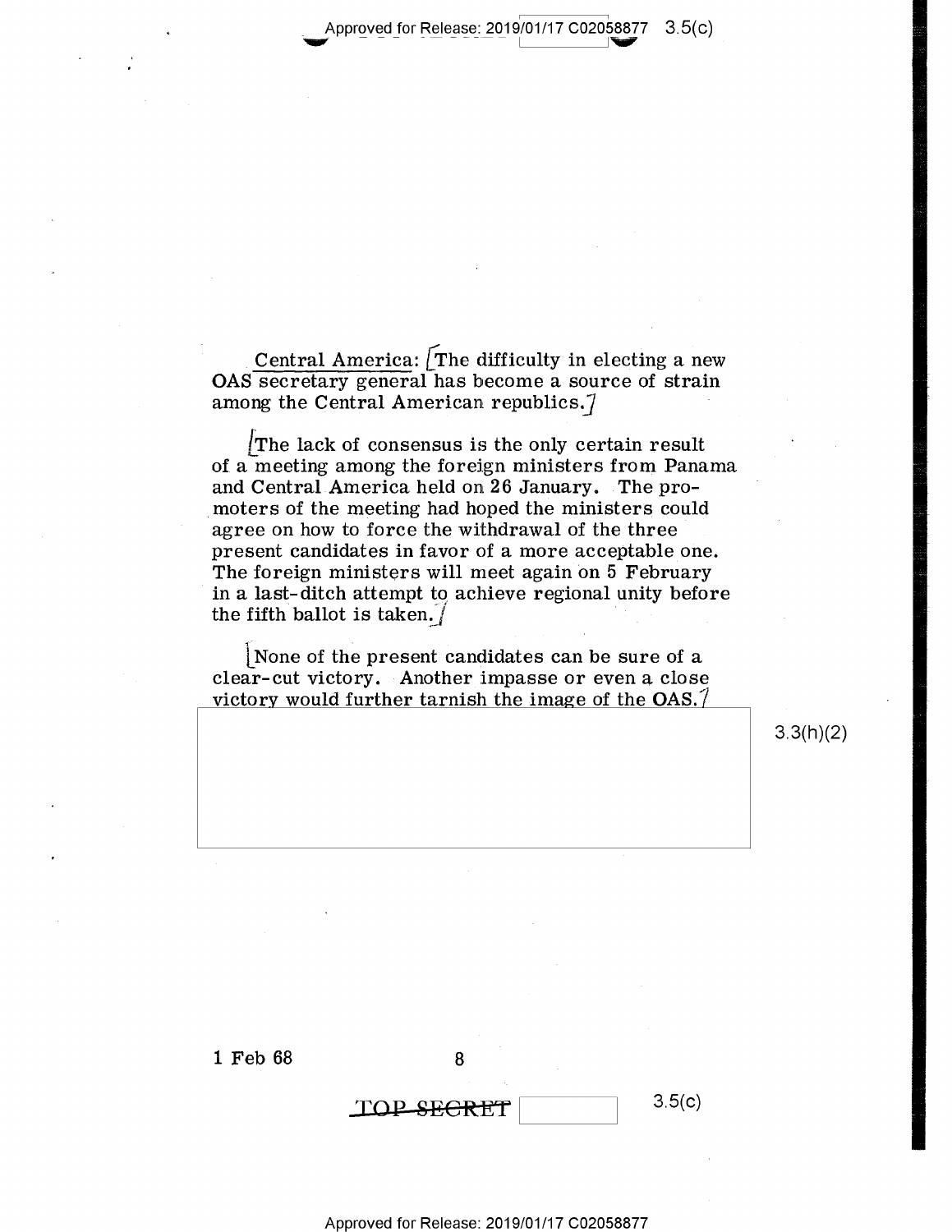Central America: [The difficulty in electing a new OAS secretary general has become a source of strain among the Central American republics.]

[The lack of consensus is the only certain result of a meeting among the foreign ministers from Panama and Central America held on 26 January. The promoters of the meeting had hoped the ministers could agree on how to force the withdrawal of the three present candidates in favor of a more acceptable one. The foreign ministers will meet again on 5 February in a last-ditch attempt to achieve regional unity before the fifth ballot is taken.]

[None of the present candidates can be sure of a clear-cut victory. Another impasse or even a close victory would further tarnish the image of the OAS.]

3.3(h)(2)

1 Feb 68

TOP SECRET

3.5(c)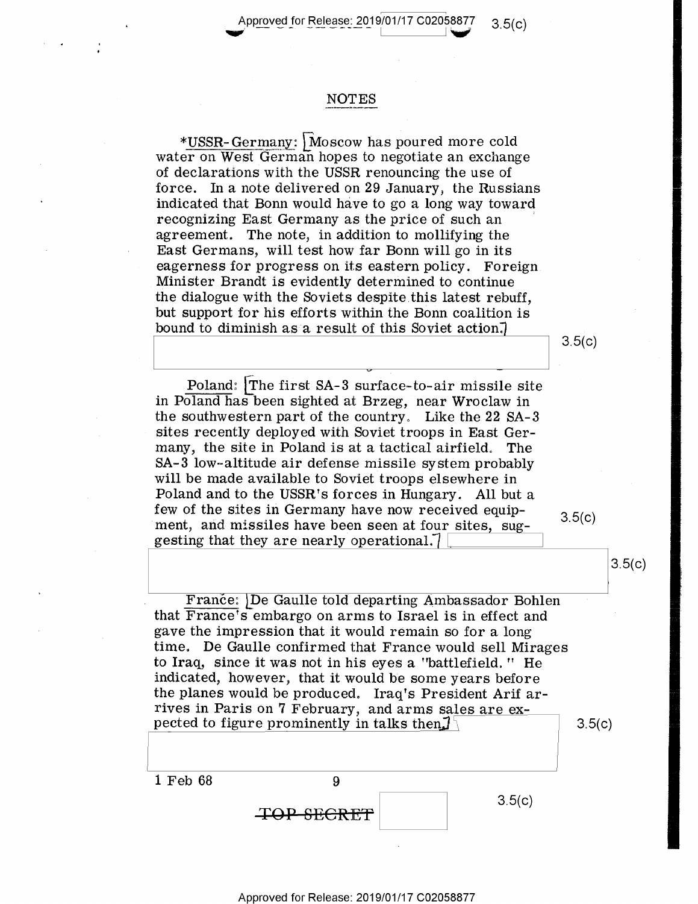## NOTES

*USSR-Germany: [Moscow has poured more cold water on West German hopes to negotiate an exchange of declarations with the USSR renouncing the use of force. In a note delivered on 29 January, the Russians indicated that Bonn would have to go a long way toward recognizing East Germany as the price of such an agreement. The note, in addition to mollifying the East Germans, will test how far Bonn will go in its eagerness for progress on its eastern policy. Foreign Minister Brandt is evidently determined to continue the dialogue with the Soviets despite this latest rebuff, but support for his efforts within the Bonn coalition is bound to diminish as a result of this Soviet action.]

3.5(c)

Poland: [The first SA-3 surface-to-air missile site in Poland has been sighted at Brzeg, near Wroclaw in the southwestern part of the country. Like the 22 SA-3 sites recently deployed with Soviet troops in East Germany, the site in Poland is at a tactical airfield. The SA-3 low-altitude air defense missile system probably will be made available to Soviet troops elsewhere in Poland and to the USSR's forces in Hungary. All but a few of the sites in Germany have now received equipment, and missiles have been seen at four sites, suggesting that they are nearly operational.]

3.5(c)

3.5(c)

France: [De Gaulle told departing Ambassador Bohlen that France's embargo on arms to Israel is in effect and gave the impression that it would remain so for a long time. De Gaulle confirmed that France would sell Mirages to Iraq, since it was not in his eyes a "battlefield." He indicated, however, that it would be some years before the planes would be produced. Iraq's President Arif arrives in Paris on 7 February, and arms sales are expected to figure prominently in talks then.]

3.5(c)

1 Feb 68

3.5(c)

~~TOP SECRET~~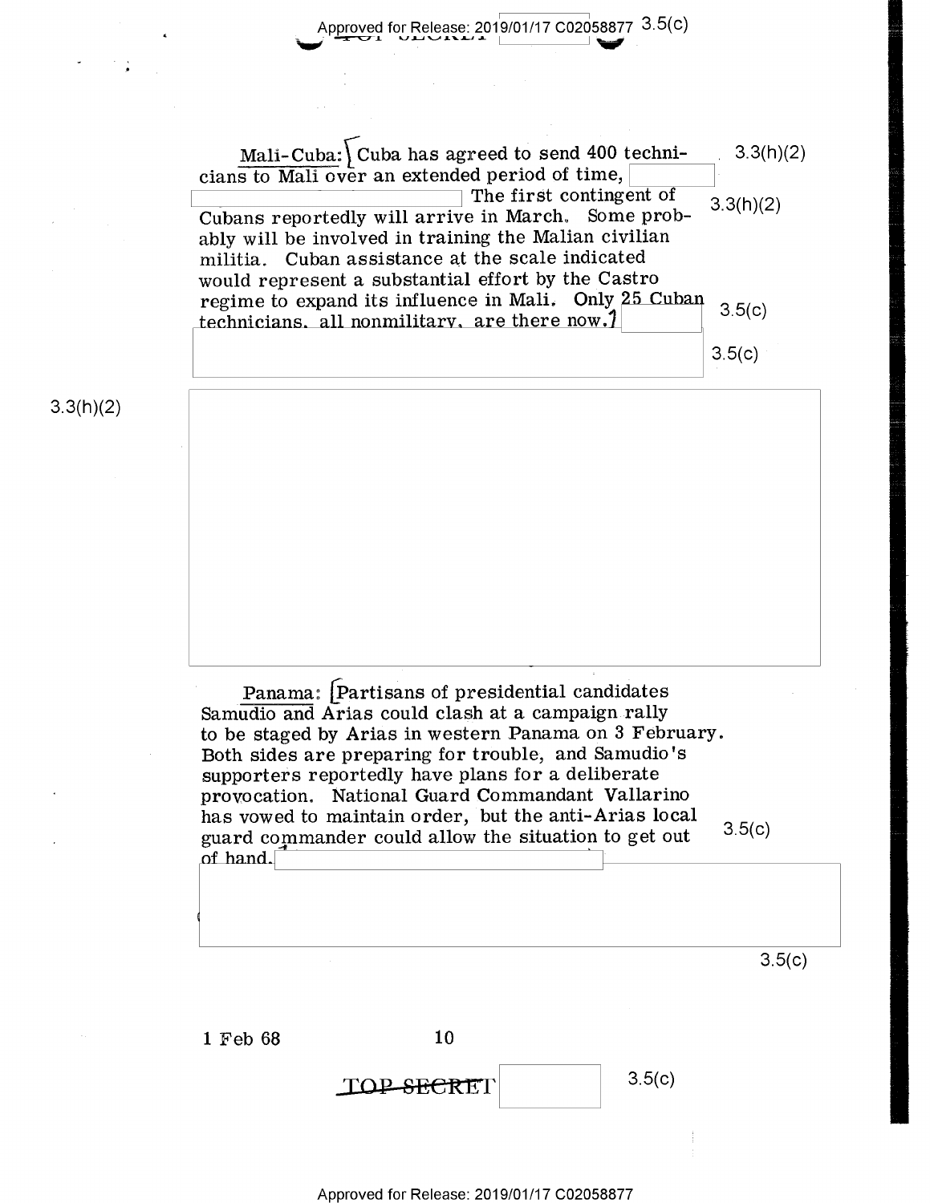Mali-Cuba: Cuba has agreed to send 400 technicians to Mali over an extended period of time, The first contingent of Cubans reportedly will arrive in March. Some probably will be involved in training the Malian civilian militia. Cuban assistance at the scale indicated would represent a substantial effort by the Castro regime to expand its influence in Mali. Only 25 Cuban technicians, all nonmilitary, are there now.

Panama: Partisans of presidential candidates Samudio and Arias could clash at a campaign rally to be staged by Arias in western Panama on 3 February. Both sides are preparing for trouble, and Samudio's supporters reportedly have plans for a deliberate provocation. National Guard Commandant Vallarino has vowed to maintain order, but the anti-Arias local guard commander could allow the situation to get out of hand.

1 Feb 68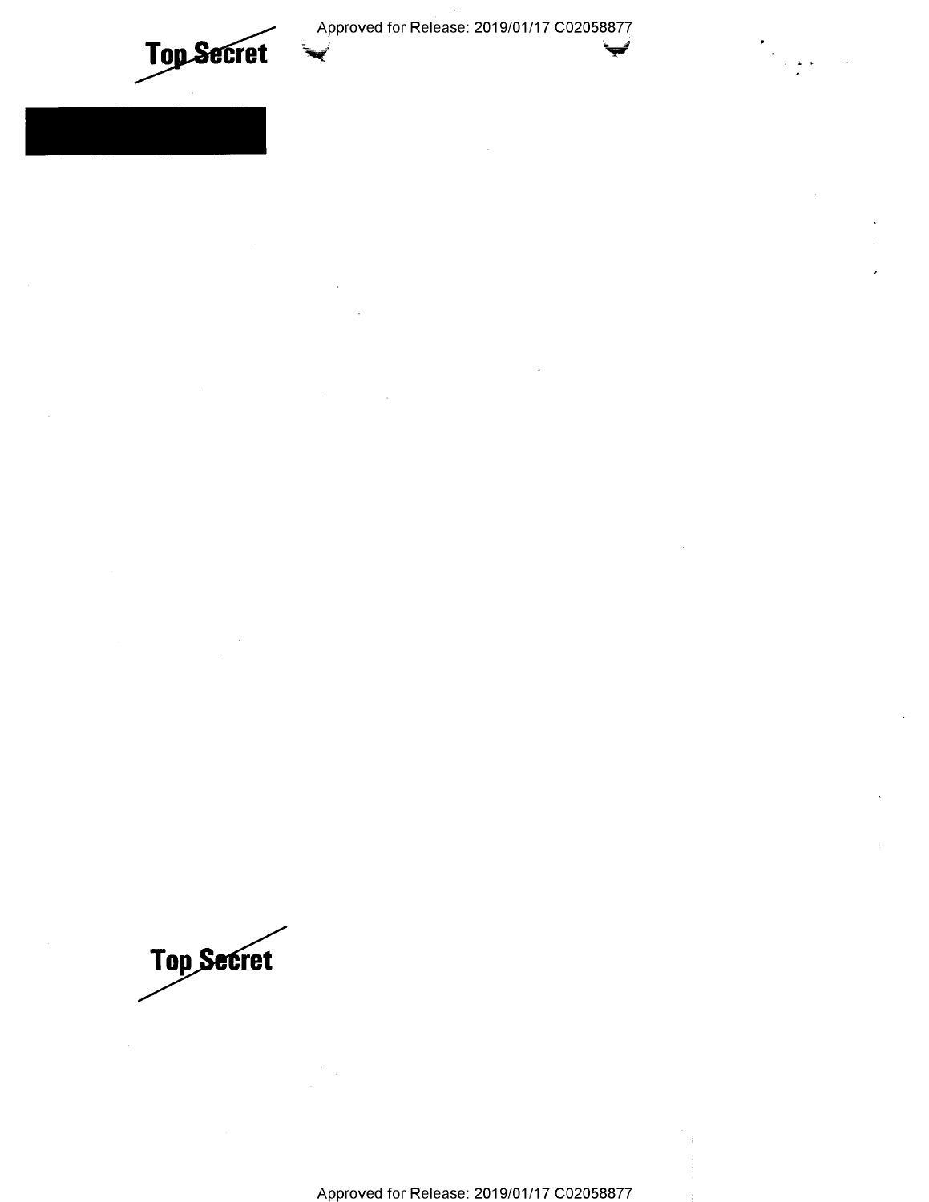Top Secret

Top Secret